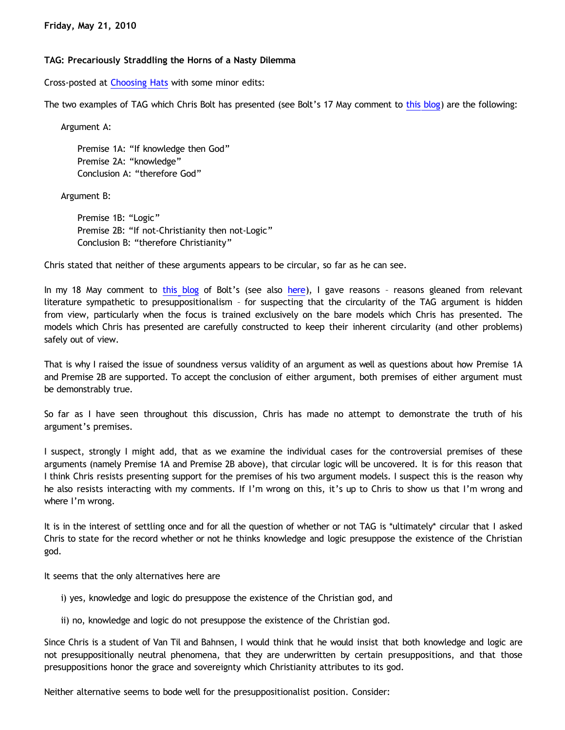**Friday, May 21, 2010**

**TAG: Precariously Straddling the Horns of a Nasty Dilemma**

Cross-posted at Choosing Hats with some minor edits:

The two examples of TAG which Chris Bolt has presented (see Bolt's 17 May comment to this blog) are the following:

> Argument A:
>
> > Premise 1A: "If knowledge then God"
> > Premise 2A: "knowledge"
> > Conclusion A: "therefore God"
>
> Argument B:
>
> > Premise 1B: "Logic"
> > Premise 2B: "If not-Christianity then not-Logic"
> > Conclusion B: "therefore Christianity"

Chris stated that neither of these arguments appears to be circular, so far as he can see.

In my 18 May comment to this blog of Bolt's (see also here), I gave reasons – reasons gleaned from relevant literature sympathetic to presuppositionalism – for suspecting that the circularity of the TAG argument is hidden from view, particularly when the focus is trained exclusively on the bare models which Chris has presented. The models which Chris has presented are carefully constructed to keep their inherent circularity (and other problems) safely out of view.

That is why I raised the issue of soundness versus validity of an argument as well as questions about how Premise 1A and Premise 2B are supported. To accept the conclusion of either argument, both premises of either argument must be demonstrably true.

So far as I have seen throughout this discussion, Chris has made no attempt to demonstrate the truth of his argument's premises.

I suspect, strongly I might add, that as we examine the individual cases for the controversial premises of these arguments (namely Premise 1A and Premise 2B above), that circular logic will be uncovered. It is for this reason that I think Chris resists presenting support for the premises of his two argument models. I suspect this is the reason why he also resists interacting with my comments. If I'm wrong on this, it's up to Chris to show us that I'm wrong and where I'm wrong.

It is in the interest of settling once and for all the question of whether or not TAG is *ultimately* circular that I asked Chris to state for the record whether or not he thinks knowledge and logic presuppose the existence of the Christian god.

It seems that the only alternatives here are

> i) yes, knowledge and logic do presuppose the existence of the Christian god, and
>
> ii) no, knowledge and logic do not presuppose the existence of the Christian god.

Since Chris is a student of Van Til and Bahnsen, I would think that he would insist that both knowledge and logic are not presuppositionally neutral phenomena, that they are underwritten by certain presuppositions, and that those presuppositions honor the grace and sovereignty which Christianity attributes to its god.

Neither alternative seems to bode well for the presuppositionalist position. Consider: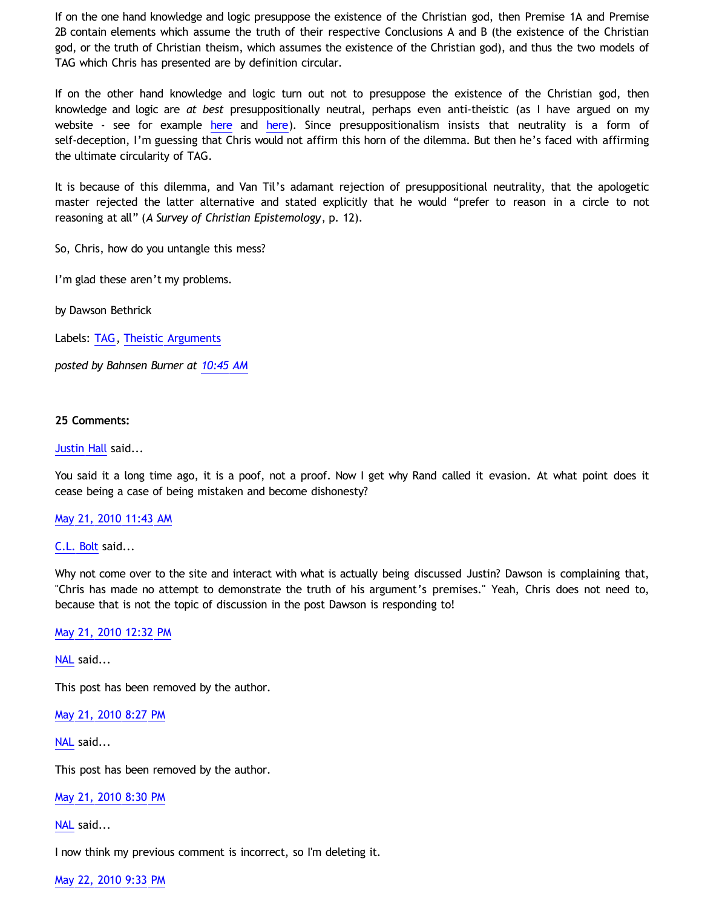If on the one hand knowledge and logic presuppose the existence of the Christian god, then Premise 1A and Premise 2B contain elements which assume the truth of their respective Conclusions A and B (the existence of the Christian god, or the truth of Christian theism, which assumes the existence of the Christian god), and thus the two models of TAG which Chris has presented are by definition circular.

If on the other hand knowledge and logic turn out not to presuppose the existence of the Christian god, then knowledge and logic are *at best* presuppositionally neutral, perhaps even anti-theistic (as I have argued on my website - see for example here and here). Since presuppositionalism insists that neutrality is a form of self-deception, I'm guessing that Chris would not affirm this horn of the dilemma. But then he's faced with affirming the ultimate circularity of TAG.

It is because of this dilemma, and Van Til's adamant rejection of presuppositional neutrality, that the apologetic master rejected the latter alternative and stated explicitly that he would "prefer to reason in a circle to not reasoning at all" (*A Survey of Christian Epistemology*, p. 12).

So, Chris, how do you untangle this mess?

I'm glad these aren't my problems.

by Dawson Bethrick

Labels: TAG, Theistic Arguments

*posted by Bahnsen Burner at 10:45 AM*

**25 Comments:**

Justin Hall said...

You said it a long time ago, it is a poof, not a proof. Now I get why Rand called it evasion. At what point does it cease being a case of being mistaken and become dishonesty?

May 21, 2010 11:43 AM

C.L. Bolt said...

Why not come over to the site and interact with what is actually being discussed Justin? Dawson is complaining that, "Chris has made no attempt to demonstrate the truth of his argument's premises." Yeah, Chris does not need to, because that is not the topic of discussion in the post Dawson is responding to!

May 21, 2010 12:32 PM

NAL said...

This post has been removed by the author.

May 21, 2010 8:27 PM

NAL said...

This post has been removed by the author.

May 21, 2010 8:30 PM

NAL said...

I now think my previous comment is incorrect, so I'm deleting it.

May 22, 2010 9:33 PM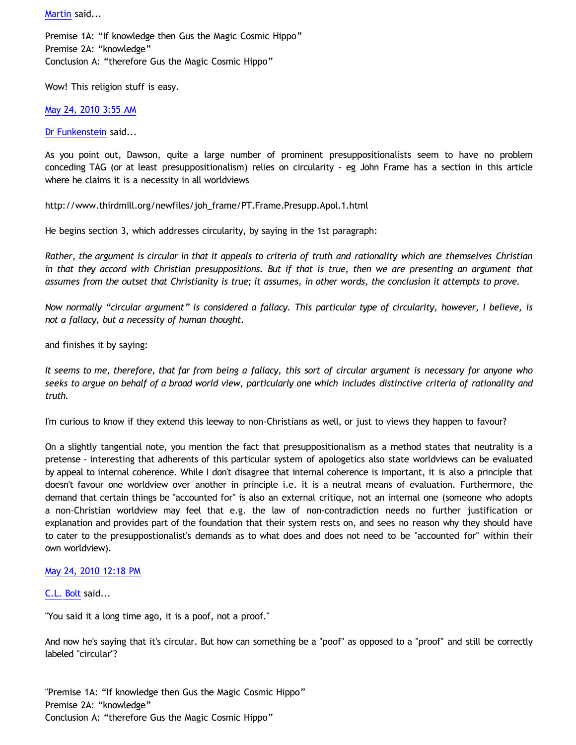Martin said...

Premise 1A: “If knowledge then Gus the Magic Cosmic Hippo”
Premise 2A: “knowledge”
Conclusion A: “therefore Gus the Magic Cosmic Hippo”

Wow! This religion stuff is easy.

May 24, 2010 3:55 AM

Dr Funkenstein said...

As you point out, Dawson, quite a large number of prominent presuppositionalists seem to have no problem conceding TAG (or at least presuppositionalism) relies on circularity - eg John Frame has a section in this article where he claims it is a necessity in all worldviews

http://www.thirdmill.org/newfiles/joh_frame/PT.Frame.Presupp.Apol.1.html

He begins section 3, which addresses circularity, by saying in the 1st paragraph:

*Rather, the argument is circular in that it appeals to criteria of truth and rationality which are themselves Christian in that they accord with Christian presuppositions. But if that is true, then we are presenting an argument that assumes from the outset that Christianity is true; it assumes, in other words, the conclusion it attempts to prove.*

*Now normally “circular argument” is considered a fallacy. This particular type of circularity, however, I believe, is not a fallacy, but a necessity of human thought.*

and finishes it by saying:

*It seems to me, therefore, that far from being a fallacy, this sort of circular argument is necessary for anyone who seeks to argue on behalf of a broad world view, particularly one which includes distinctive criteria of rationality and truth.*

I'm curious to know if they extend this leeway to non-Christians as well, or just to views they happen to favour?

On a slightly tangential note, you mention the fact that presuppositionalism as a method states that neutrality is a pretense - interesting that adherents of this particular system of apologetics also state worldviews can be evaluated by appeal to internal coherence. While I don't disagree that internal coherence is important, it is also a principle that doesn't favour one worldview over another in principle i.e. it is a neutral means of evaluation. Furthermore, the demand that certain things be "accounted for" is also an external critique, not an internal one (someone who adopts a non-Christian worldview may feel that e.g. the law of non-contradiction needs no further justification or explanation and provides part of the foundation that their system rests on, and sees no reason why they should have to cater to the presuppostionalist's demands as to what does and does not need to be "accounted for" within their own worldview).

May 24, 2010 12:18 PM

C.L. Bolt said...

"You said it a long time ago, it is a poof, not a proof."

And now he's saying that it's circular. But how can something be a "poof" as opposed to a "proof" and still be correctly labeled "circular"?

"Premise 1A: “If knowledge then Gus the Magic Cosmic Hippo”
Premise 2A: “knowledge”
Conclusion A: “therefore Gus the Magic Cosmic Hippo”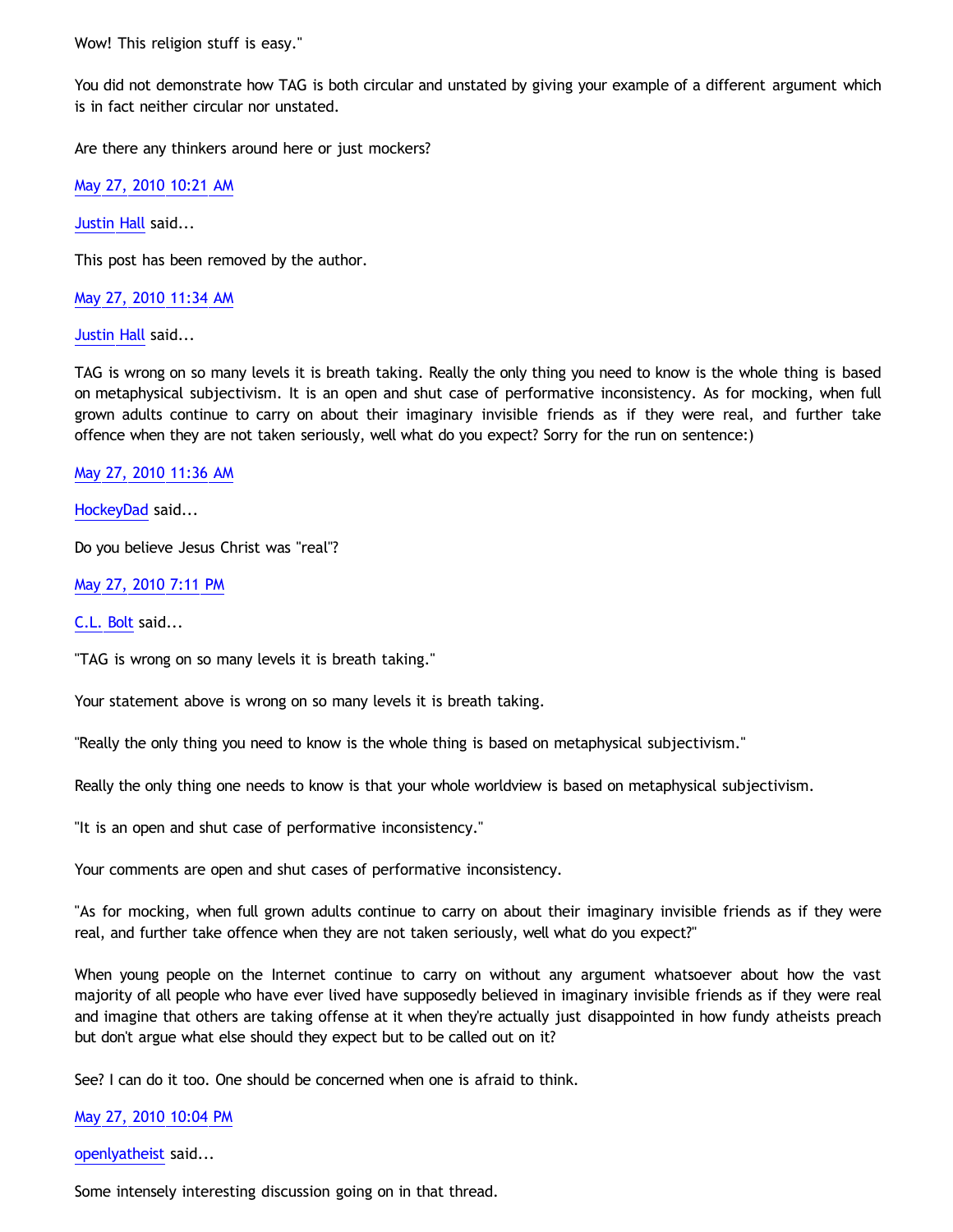Wow! This religion stuff is easy."

You did not demonstrate how TAG is both circular and unstated by giving your example of a different argument which is in fact neither circular nor unstated.

Are there any thinkers around here or just mockers?

[May 27, 2010 10:21 AM]()

[Justin Hall]() said...

This post has been removed by the author.

[May 27, 2010 11:34 AM]()

[Justin Hall]() said...

TAG is wrong on so many levels it is breath taking. Really the only thing you need to know is the whole thing is based on metaphysical subjectivism. It is an open and shut case of performative inconsistency. As for mocking, when full grown adults continue to carry on about their imaginary invisible friends as if they were real, and further take offence when they are not taken seriously, well what do you expect? Sorry for the run on sentence:)

[May 27, 2010 11:36 AM]()

[HockeyDad]() said...

Do you believe Jesus Christ was "real"?

[May 27, 2010 7:11 PM]()

[C.L. Bolt]() said...

"TAG is wrong on so many levels it is breath taking."

Your statement above is wrong on so many levels it is breath taking.

"Really the only thing you need to know is the whole thing is based on metaphysical subjectivism."

Really the only thing one needs to know is that your whole worldview is based on metaphysical subjectivism.

"It is an open and shut case of performative inconsistency."

Your comments are open and shut cases of performative inconsistency.

"As for mocking, when full grown adults continue to carry on about their imaginary invisible friends as if they were real, and further take offence when they are not taken seriously, well what do you expect?"

When young people on the Internet continue to carry on without any argument whatsoever about how the vast majority of all people who have ever lived have supposedly believed in imaginary invisible friends as if they were real and imagine that others are taking offense at it when they're actually just disappointed in how fundy atheists preach but don't argue what else should they expect but to be called out on it?

See? I can do it too. One should be concerned when one is afraid to think.

[May 27, 2010 10:04 PM]()

[openlyatheist]() said...

Some intensely interesting discussion going on in that thread.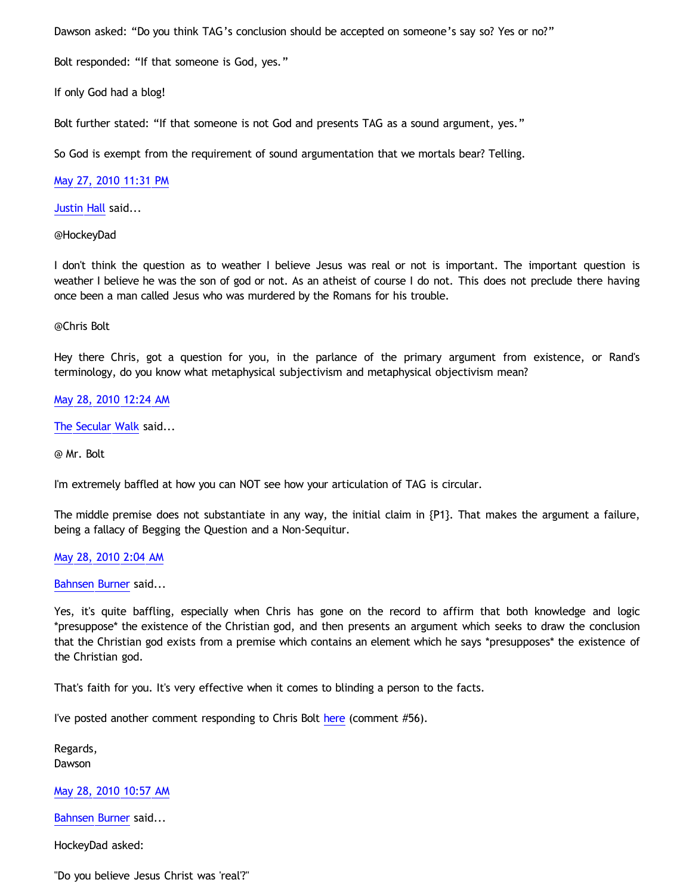Dawson asked: "Do you think TAG's conclusion should be accepted on someone's say so? Yes or no?"

Bolt responded: "If that someone is God, yes."

If only God had a blog!

Bolt further stated: "If that someone is not God and presents TAG as a sound argument, yes."

So God is exempt from the requirement of sound argumentation that we mortals bear? Telling.

May 27, 2010 11:31 PM

Justin Hall said...

@HockeyDad

I don't think the question as to weather I believe Jesus was real or not is important. The important question is weather I believe he was the son of god or not. As an atheist of course I do not. This does not preclude there having once been a man called Jesus who was murdered by the Romans for his trouble.

@Chris Bolt

Hey there Chris, got a question for you, in the parlance of the primary argument from existence, or Rand's terminology, do you know what metaphysical subjectivism and metaphysical objectivism mean?

May 28, 2010 12:24 AM

The Secular Walk said...

@ Mr. Bolt

I'm extremely baffled at how you can NOT see how your articulation of TAG is circular.

The middle premise does not substantiate in any way, the initial claim in {P1}. That makes the argument a failure, being a fallacy of Begging the Question and a Non-Sequitur.

May 28, 2010 2:04 AM

Bahnsen Burner said...

Yes, it's quite baffling, especially when Chris has gone on the record to affirm that both knowledge and logic *presuppose* the existence of the Christian god, and then presents an argument which seeks to draw the conclusion that the Christian god exists from a premise which contains an element which he says *presupposes* the existence of the Christian god.

That's faith for you. It's very effective when it comes to blinding a person to the facts.

I've posted another comment responding to Chris Bolt here (comment #56).

Regards,
Dawson

May 28, 2010 10:57 AM

Bahnsen Burner said...

HockeyDad asked:

"Do you believe Jesus Christ was 'real'?"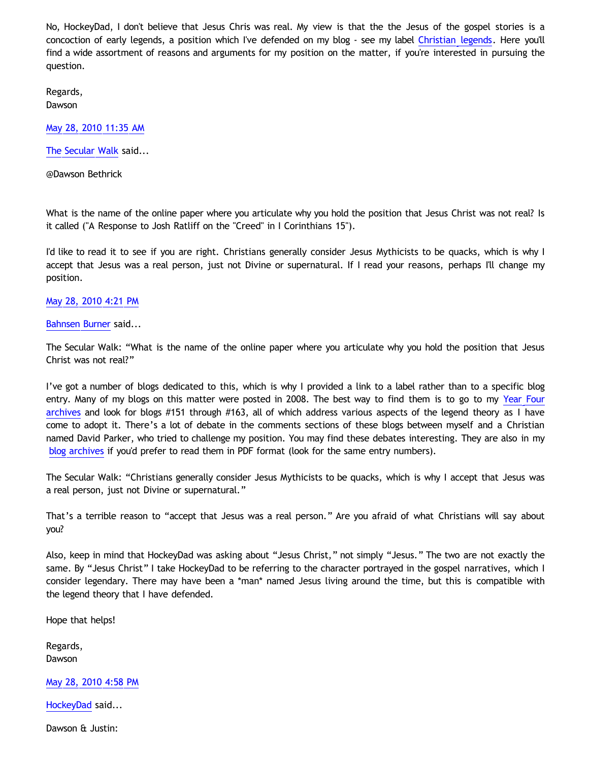No, HockeyDad, I don't believe that Jesus Chris was real. My view is that the the Jesus of the gospel stories is a concoction of early legends, a position which I've defended on my blog - see my label [Christian legends](). Here you'll find a wide assortment of reasons and arguments for my position on the matter, if you're interested in pursuing the question.

Regards,
Dawson

[May 28, 2010 11:35 AM]()

[The Secular Walk]() said...

@Dawson Bethrick

What is the name of the online paper where you articulate why you hold the position that Jesus Christ was not real? Is it called ("A Response to Josh Ratliff on the "Creed" in I Corinthians 15").

I'd like to read it to see if you are right. Christians generally consider Jesus Mythicists to be quacks, which is why I accept that Jesus was a real person, just not Divine or supernatural. If I read your reasons, perhaps I'll change my position.

[May 28, 2010 4:21 PM]()

[Bahnsen Burner]() said...

The Secular Walk: "What is the name of the online paper where you articulate why you hold the position that Jesus Christ was not real?"

I've got a number of blogs dedicated to this, which is why I provided a link to a label rather than to a specific blog entry. Many of my blogs on this matter were posted in 2008. The best way to find them is to go to my [Year Four archives]() and look for blogs #151 through #163, all of which address various aspects of the legend theory as I have come to adopt it. There's a lot of debate in the comments sections of these blogs between myself and a Christian named David Parker, who tried to challenge my position. You may find these debates interesting. They are also in my [blog archives]() if you'd prefer to read them in PDF format (look for the same entry numbers).

The Secular Walk: "Christians generally consider Jesus Mythicists to be quacks, which is why I accept that Jesus was a real person, just not Divine or supernatural."

That's a terrible reason to "accept that Jesus was a real person." Are you afraid of what Christians will say about you?

Also, keep in mind that HockeyDad was asking about "Jesus Christ," not simply "Jesus." The two are not exactly the same. By "Jesus Christ" I take HockeyDad to be referring to the character portrayed in the gospel narratives, which I consider legendary. There may have been a *man* named Jesus living around the time, but this is compatible with the legend theory that I have defended.

Hope that helps!

Regards,
Dawson

[May 28, 2010 4:58 PM]()

[HockeyDad]() said...

Dawson & Justin: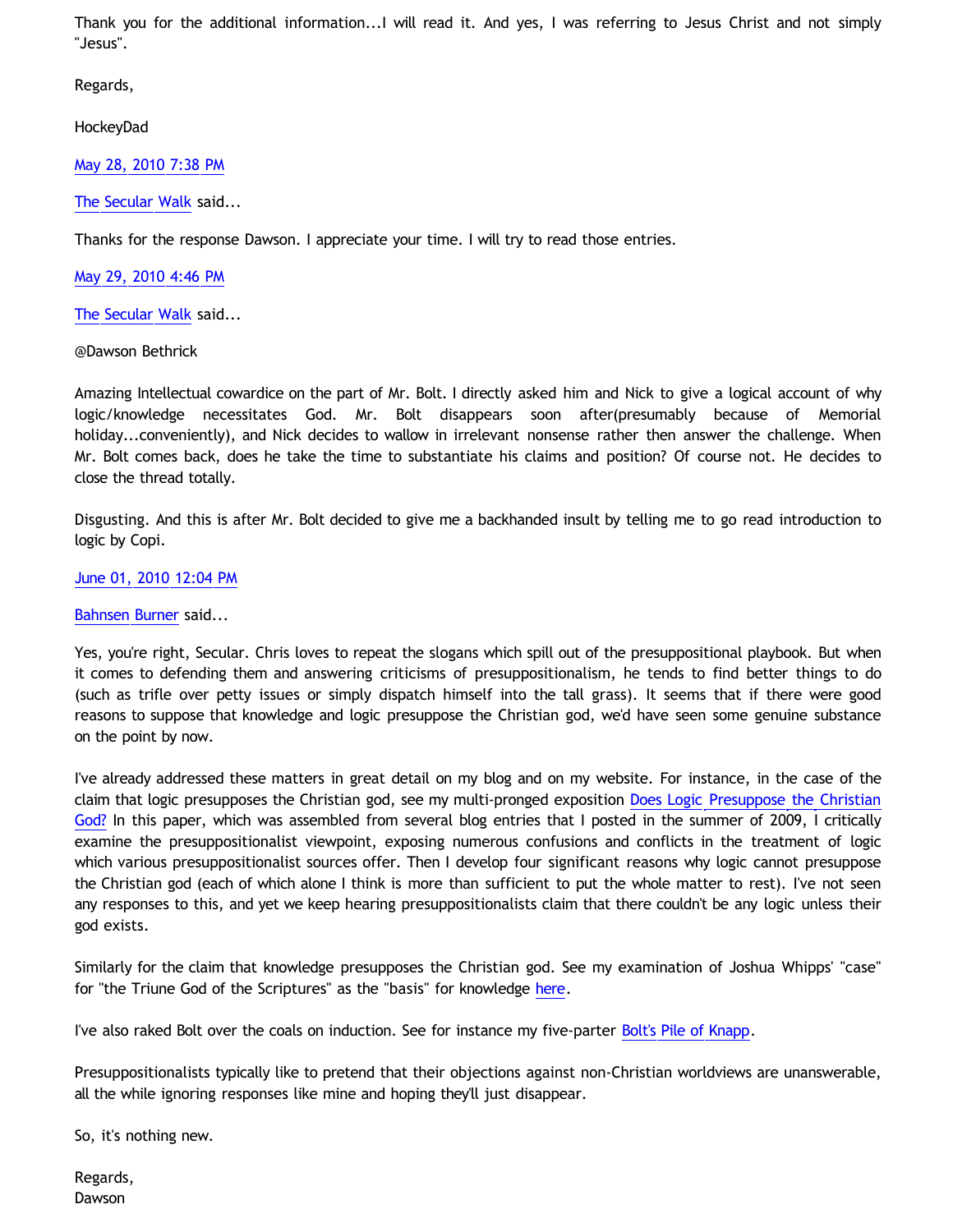Thank you for the additional information...I will read it. And yes, I was referring to Jesus Christ and not simply "Jesus".

Regards,

HockeyDad

May 28, 2010 7:38 PM

The Secular Walk said...

Thanks for the response Dawson. I appreciate your time. I will try to read those entries.

May 29, 2010 4:46 PM

The Secular Walk said...

@Dawson Bethrick

Amazing Intellectual cowardice on the part of Mr. Bolt. I directly asked him and Nick to give a logical account of why logic/knowledge necessitates God. Mr. Bolt disappears soon after(presumably because of Memorial holiday...conveniently), and Nick decides to wallow in irrelevant nonsense rather then answer the challenge. When Mr. Bolt comes back, does he take the time to substantiate his claims and position? Of course not. He decides to close the thread totally.

Disgusting. And this is after Mr. Bolt decided to give me a backhanded insult by telling me to go read introduction to logic by Copi.

June 01, 2010 12:04 PM

Bahnsen Burner said...

Yes, you're right, Secular. Chris loves to repeat the slogans which spill out of the presuppositional playbook. But when it comes to defending them and answering criticisms of presuppositionalism, he tends to find better things to do (such as trifle over petty issues or simply dispatch himself into the tall grass). It seems that if there were good reasons to suppose that knowledge and logic presuppose the Christian god, we'd have seen some genuine substance on the point by now.

I've already addressed these matters in great detail on my blog and on my website. For instance, in the case of the claim that logic presupposes the Christian god, see my multi-pronged exposition Does Logic Presuppose the Christian God? In this paper, which was assembled from several blog entries that I posted in the summer of 2009, I critically examine the presuppositionalist viewpoint, exposing numerous confusions and conflicts in the treatment of logic which various presuppositionalist sources offer. Then I develop four significant reasons why logic cannot presuppose the Christian god (each of which alone I think is more than sufficient to put the whole matter to rest). I've not seen any responses to this, and yet we keep hearing presuppositionalists claim that there couldn't be any logic unless their god exists.

Similarly for the claim that knowledge presupposes the Christian god. See my examination of Joshua Whipps' "case" for "the Triune God of the Scriptures" as the "basis" for knowledge here.

I've also raked Bolt over the coals on induction. See for instance my five-parter Bolt's Pile of Knapp.

Presuppositionalists typically like to pretend that their objections against non-Christian worldviews are unanswerable, all the while ignoring responses like mine and hoping they'll just disappear.

So, it's nothing new.

Regards,
Dawson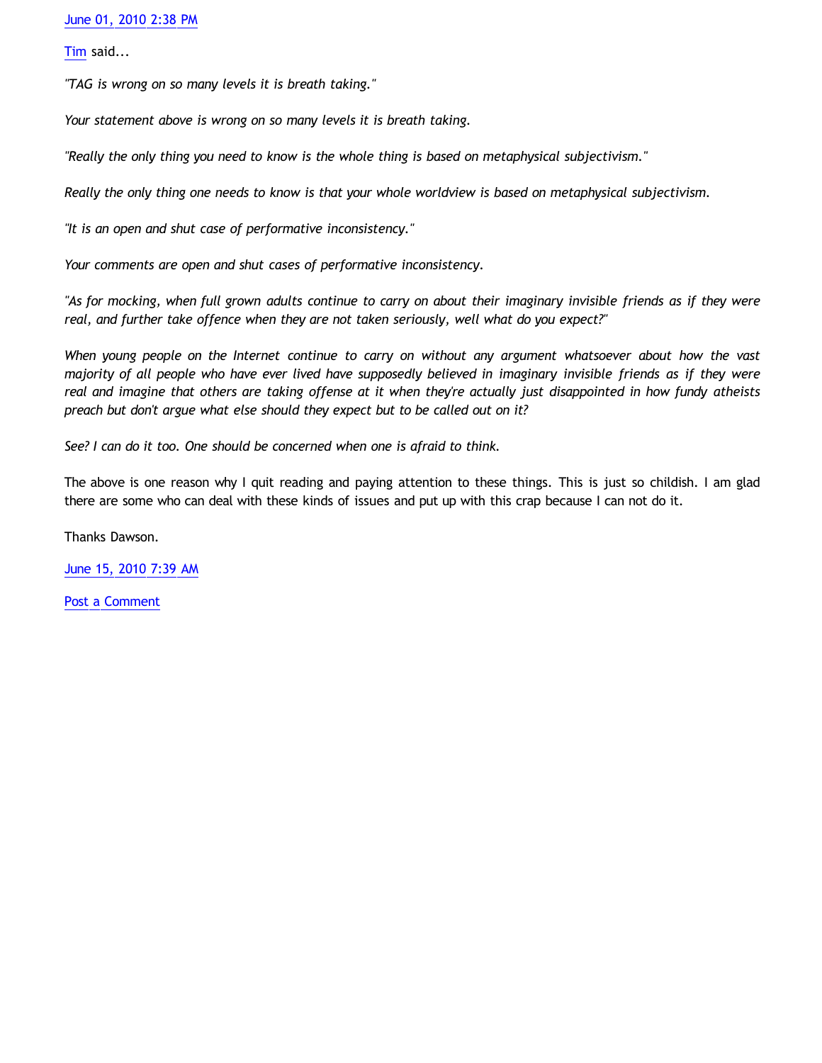June 01, 2010 2:38 PM

Tim said...

*"TAG is wrong on so many levels it is breath taking."*

*Your statement above is wrong on so many levels it is breath taking.*

*"Really the only thing you need to know is the whole thing is based on metaphysical subjectivism."*

*Really the only thing one needs to know is that your whole worldview is based on metaphysical subjectivism.*

*"It is an open and shut case of performative inconsistency."*

*Your comments are open and shut cases of performative inconsistency.*

*"As for mocking, when full grown adults continue to carry on about their imaginary invisible friends as if they were real, and further take offence when they are not taken seriously, well what do you expect?"*

*When young people on the Internet continue to carry on without any argument whatsoever about how the vast majority of all people who have ever lived have supposedly believed in imaginary invisible friends as if they were real and imagine that others are taking offense at it when they're actually just disappointed in how fundy atheists preach but don't argue what else should they expect but to be called out on it?*

*See? I can do it too. One should be concerned when one is afraid to think.*

The above is one reason why I quit reading and paying attention to these things. This is just so childish. I am glad there are some who can deal with these kinds of issues and put up with this crap because I can not do it.

Thanks Dawson.

June 15, 2010 7:39 AM

Post a Comment